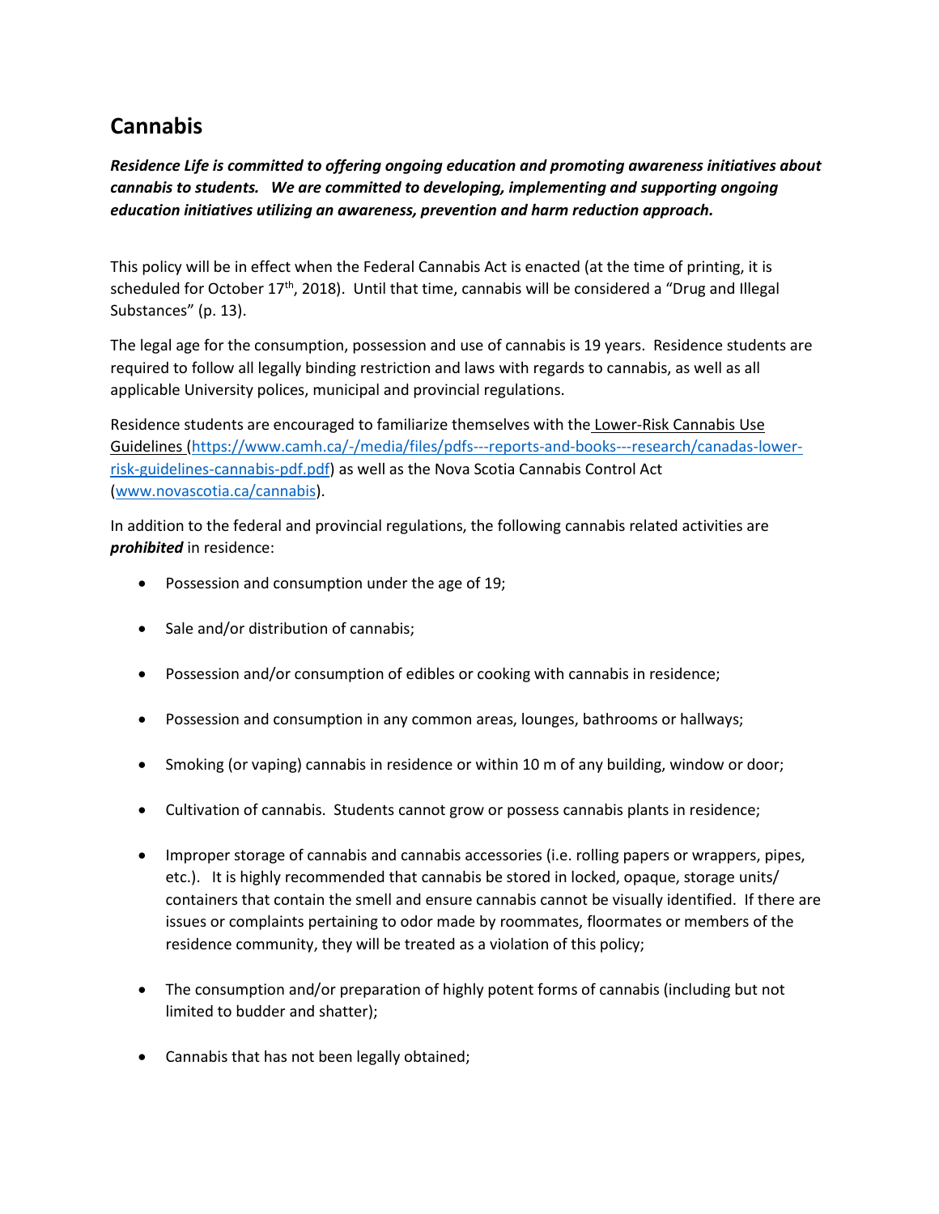## Cannabis

***Residence Life is committed to offering ongoing education and promoting awareness initiatives about cannabis to students. We are committed to developing, implementing and supporting ongoing education initiatives utilizing an awareness, prevention and harm reduction approach.***

This policy will be in effect when the Federal Cannabis Act is enacted (at the time of printing, it is scheduled for October 17th, 2018). Until that time, cannabis will be considered a "Drug and Illegal Substances" (p. 13).

The legal age for the consumption, possession and use of cannabis is 19 years. Residence students are required to follow all legally binding restriction and laws with regards to cannabis, as well as all applicable University polices, municipal and provincial regulations.

Residence students are encouraged to familiarize themselves with the Lower-Risk Cannabis Use Guidelines (https://www.camh.ca/-/media/files/pdfs---reports-and-books---research/canadas-lower-risk-guidelines-cannabis-pdf.pdf) as well as the Nova Scotia Cannabis Control Act (www.novascotia.ca/cannabis).

In addition to the federal and provincial regulations, the following cannabis related activities are ***prohibited*** in residence:

- Possession and consumption under the age of 19;
- Sale and/or distribution of cannabis;
- Possession and/or consumption of edibles or cooking with cannabis in residence;
- Possession and consumption in any common areas, lounges, bathrooms or hallways;
- Smoking (or vaping) cannabis in residence or within 10 m of any building, window or door;
- Cultivation of cannabis. Students cannot grow or possess cannabis plants in residence;
- Improper storage of cannabis and cannabis accessories (i.e. rolling papers or wrappers, pipes, etc.). It is highly recommended that cannabis be stored in locked, opaque, storage units/ containers that contain the smell and ensure cannabis cannot be visually identified. If there are issues or complaints pertaining to odor made by roommates, floormates or members of the residence community, they will be treated as a violation of this policy;
- The consumption and/or preparation of highly potent forms of cannabis (including but not limited to budder and shatter);
- Cannabis that has not been legally obtained;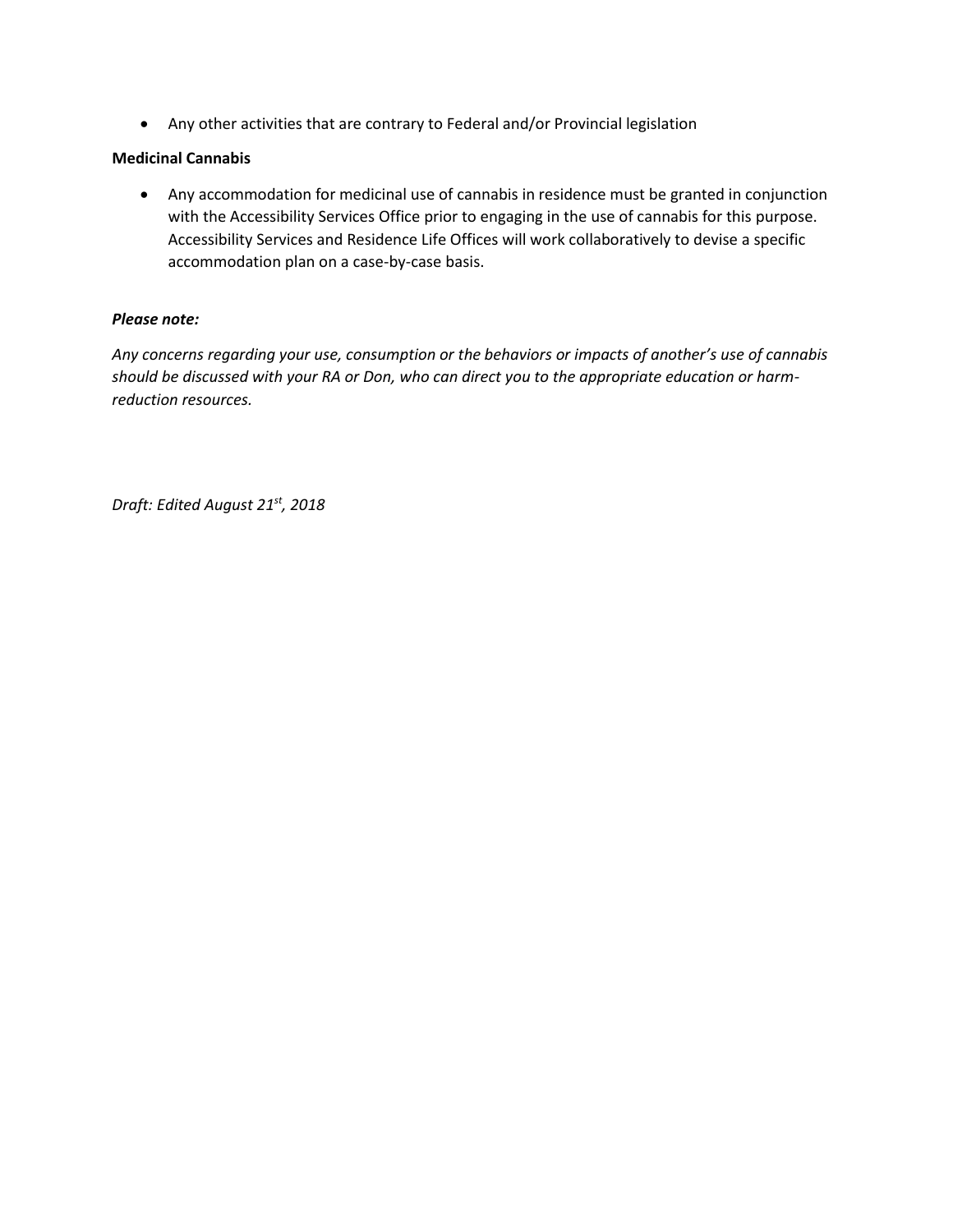- Any other activities that are contrary to Federal and/or Provincial legislation

**Medicinal Cannabis**

- Any accommodation for medicinal use of cannabis in residence must be granted in conjunction with the Accessibility Services Office prior to engaging in the use of cannabis for this purpose. Accessibility Services and Residence Life Offices will work collaboratively to devise a specific accommodation plan on a case-by-case basis.

***Please note:***

*Any concerns regarding your use, consumption or the behaviors or impacts of another's use of cannabis should be discussed with your RA or Don, who can direct you to the appropriate education or harm-reduction resources.*

*Draft: Edited August 21st, 2018*